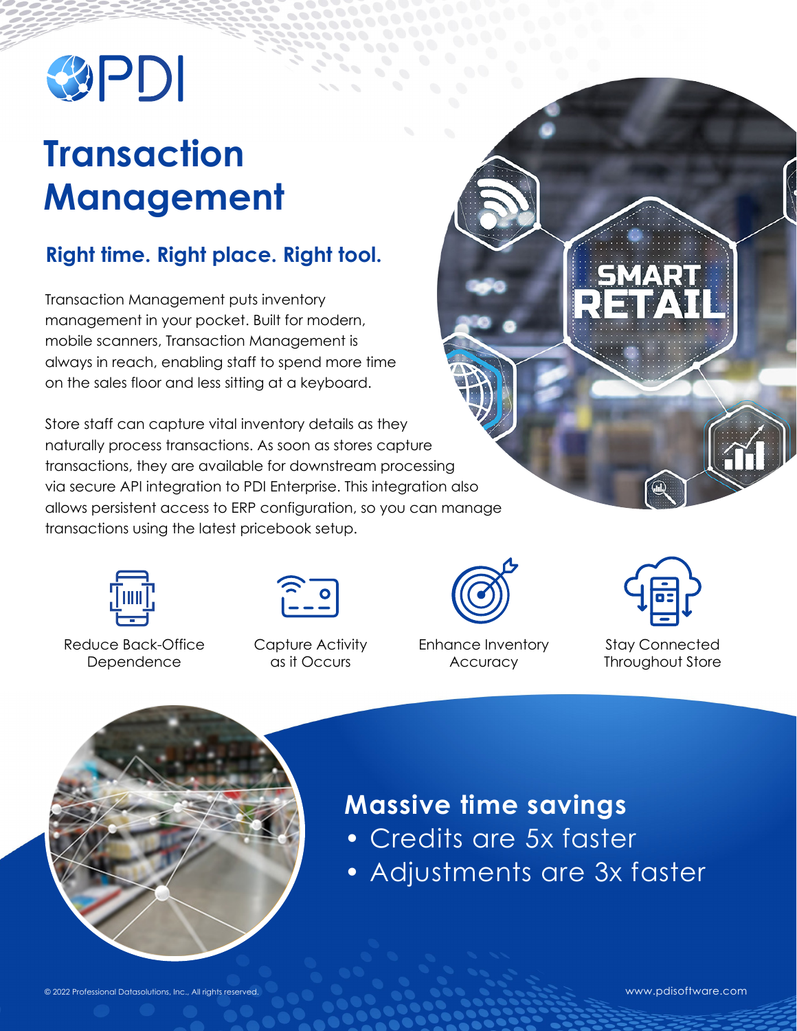# PDI

# Transaction Management

## Right time. Right place. Right tool.

Transaction Management puts inventory management in your pocket. Built for modern, mobile scanners, Transaction Management is always in reach, enabling staff to spend more time on the sales floor and less sitting at a keyboard.

Store staff can capture vital inventory details as they naturally process transactions. As soon as stores capture transactions, they are available for downstream processing via secure API integration to PDI Enterprise. This integration also allows persistent access to ERP configuration, so you can manage transactions using the latest pricebook setup.

- Reduce Back-Office Dependence
- Capture Activity as it Occurs
- Enhance Inventory Accuracy
- Stay Connected Throughout Store

## Massive time savings

- Credits are 5x faster
- Adjustments are 3x faster

© 2022 Professional Datasolutions, Inc., All rights reserved.

www.pdisoftware.com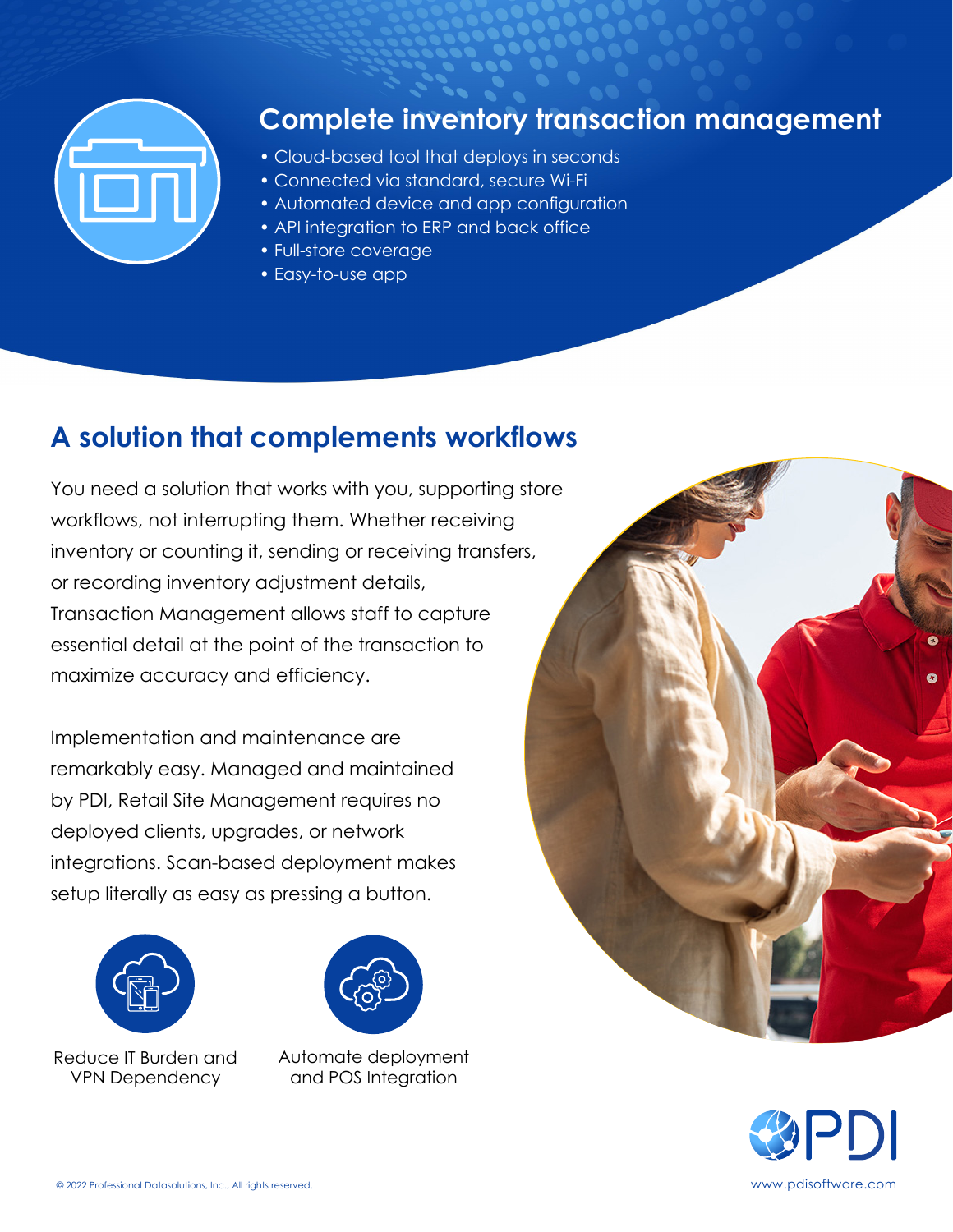## Complete inventory transaction management

- Cloud-based tool that deploys in seconds
- Connected via standard, secure Wi-Fi
- Automated device and app configuration
- API integration to ERP and back office
- Full-store coverage
- Easy-to-use app

## A solution that complements workflows

You need a solution that works with you, supporting store workflows, not interrupting them. Whether receiving inventory or counting it, sending or receiving transfers, or recording inventory adjustment details, Transaction Management allows staff to capture essential detail at the point of the transaction to maximize accuracy and efficiency.

Implementation and maintenance are remarkably easy. Managed and maintained by PDI, Retail Site Management requires no deployed clients, upgrades, or network integrations. Scan-based deployment makes setup literally as easy as pressing a button.

Reduce IT Burden and VPN Dependency

Automate deployment and POS Integration

PDI

© 2022 Professional Datasolutions, Inc., All rights reserved.

www.pdisoftware.com